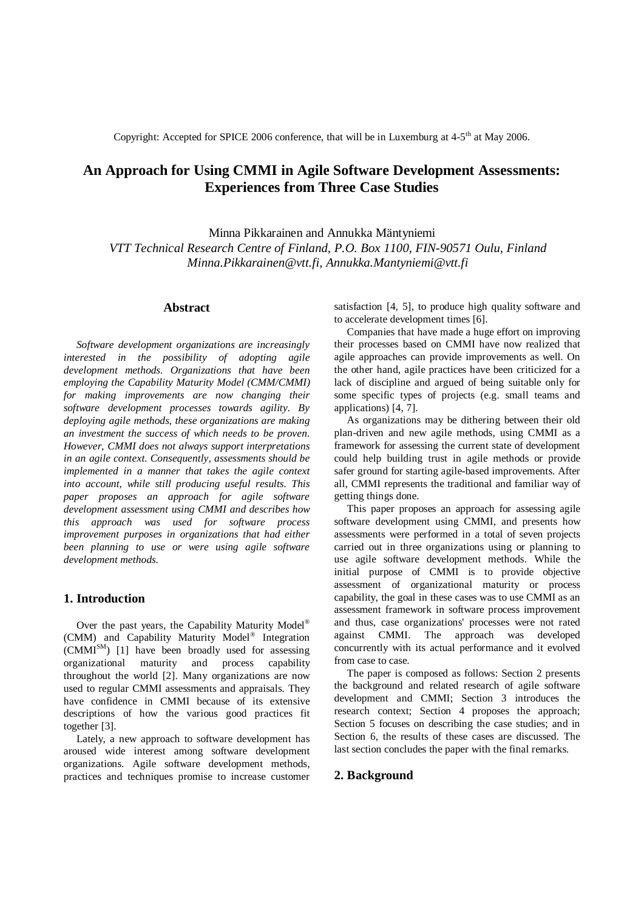Copyright: Accepted for SPICE 2006 conference, that will be in Luxemburg at 4-5th at May 2006.

# An Approach for Using CMMI in Agile Software Development Assessments: Experiences from Three Case Studies

Minna Pikkarainen and Annukka Mäntyniemi
*VTT Technical Research Centre of Finland, P.O. Box 1100, FIN-90571 Oulu, Finland*
*Minna.Pikkarainen@vtt.fi, Annukka.Mantyniemi@vtt.fi*

## Abstract

*Software development organizations are increasingly interested in the possibility of adopting agile development methods. Organizations that have been employing the Capability Maturity Model (CMM/CMMI) for making improvements are now changing their software development processes towards agility. By deploying agile methods, these organizations are making an investment the success of which needs to be proven. However, CMMI does not always support interpretations in an agile context. Consequently, assessments should be implemented in a manner that takes the agile context into account, while still producing useful results. This paper proposes an approach for agile software development assessment using CMMI and describes how this approach was used for software process improvement purposes in organizations that had either been planning to use or were using agile software development methods.*

## 1. Introduction

Over the past years, the Capability Maturity Model® (CMM) and Capability Maturity Model® Integration (CMMI℠) [1] have been broadly used for assessing organizational maturity and process capability throughout the world [2]. Many organizations are now used to regular CMMI assessments and appraisals. They have confidence in CMMI because of its extensive descriptions of how the various good practices fit together [3].

Lately, a new approach to software development has aroused wide interest among software development organizations. Agile software development methods, practices and techniques promise to increase customer satisfaction [4, 5], to produce high quality software and to accelerate development times [6].

Companies that have made a huge effort on improving their processes based on CMMI have now realized that agile approaches can provide improvements as well. On the other hand, agile practices have been criticized for a lack of discipline and argued of being suitable only for some specific types of projects (e.g. small teams and applications) [4, 7].

As organizations may be dithering between their old plan-driven and new agile methods, using CMMI as a framework for assessing the current state of development could help building trust in agile methods or provide safer ground for starting agile-based improvements. After all, CMMI represents the traditional and familiar way of getting things done.

This paper proposes an approach for assessing agile software development using CMMI, and presents how assessments were performed in a total of seven projects carried out in three organizations using or planning to use agile software development methods. While the initial purpose of CMMI is to provide objective assessment of organizational maturity or process capability, the goal in these cases was to use CMMI as an assessment framework in software process improvement and thus, case organizations' processes were not rated against CMMI. The approach was developed concurrently with its actual performance and it evolved from case to case.

The paper is composed as follows: Section 2 presents the background and related research of agile software development and CMMI; Section 3 introduces the research context; Section 4 proposes the approach; Section 5 focuses on describing the case studies; and in Section 6, the results of these cases are discussed. The last section concludes the paper with the final remarks.

## 2. Background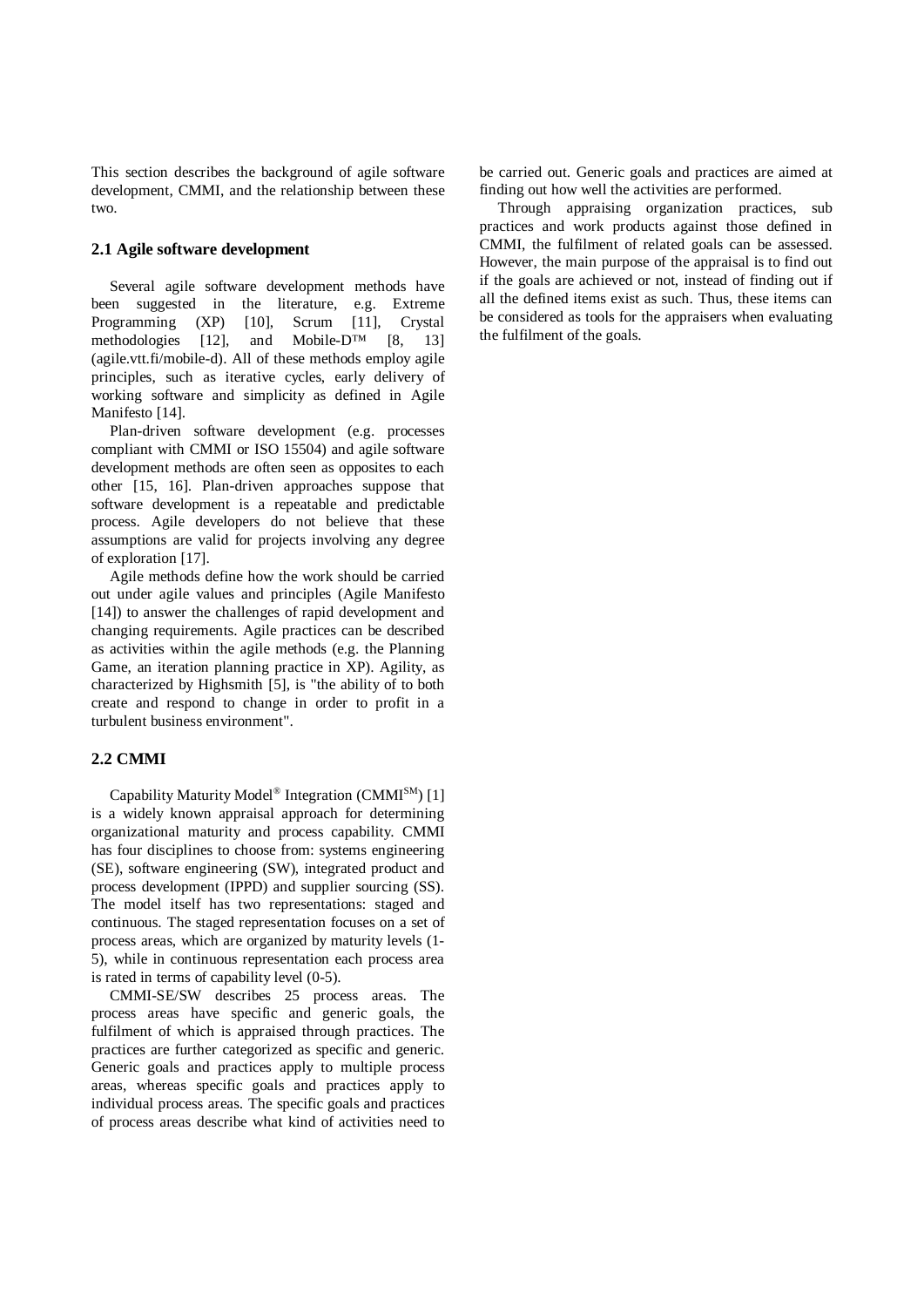This section describes the background of agile software development, CMMI, and the relationship between these two.

### 2.1 Agile software development

Several agile software development methods have been suggested in the literature, e.g. Extreme Programming (XP) [10], Scrum [11], Crystal methodologies [12], and Mobile-D™ [8, 13] (agile.vtt.fi/mobile-d). All of these methods employ agile principles, such as iterative cycles, early delivery of working software and simplicity as defined in Agile Manifesto [14].

Plan-driven software development (e.g. processes compliant with CMMI or ISO 15504) and agile software development methods are often seen as opposites to each other [15, 16]. Plan-driven approaches suppose that software development is a repeatable and predictable process. Agile developers do not believe that these assumptions are valid for projects involving any degree of exploration [17].

Agile methods define how the work should be carried out under agile values and principles (Agile Manifesto [14]) to answer the challenges of rapid development and changing requirements. Agile practices can be described as activities within the agile methods (e.g. the Planning Game, an iteration planning practice in XP). Agility, as characterized by Highsmith [5], is "the ability of to both create and respond to change in order to profit in a turbulent business environment".

### 2.2 CMMI

Capability Maturity Model® Integration (CMMI℠) [1] is a widely known appraisal approach for determining organizational maturity and process capability. CMMI has four disciplines to choose from: systems engineering (SE), software engineering (SW), integrated product and process development (IPPD) and supplier sourcing (SS). The model itself has two representations: staged and continuous. The staged representation focuses on a set of process areas, which are organized by maturity levels (1-5), while in continuous representation each process area is rated in terms of capability level (0-5).

CMMI-SE/SW describes 25 process areas. The process areas have specific and generic goals, the fulfilment of which is appraised through practices. The practices are further categorized as specific and generic. Generic goals and practices apply to multiple process areas, whereas specific goals and practices apply to individual process areas. The specific goals and practices of process areas describe what kind of activities need to be carried out. Generic goals and practices are aimed at finding out how well the activities are performed.

Through appraising organization practices, sub practices and work products against those defined in CMMI, the fulfilment of related goals can be assessed. However, the main purpose of the appraisal is to find out if the goals are achieved or not, instead of finding out if all the defined items exist as such. Thus, these items can be considered as tools for the appraisers when evaluating the fulfilment of the goals.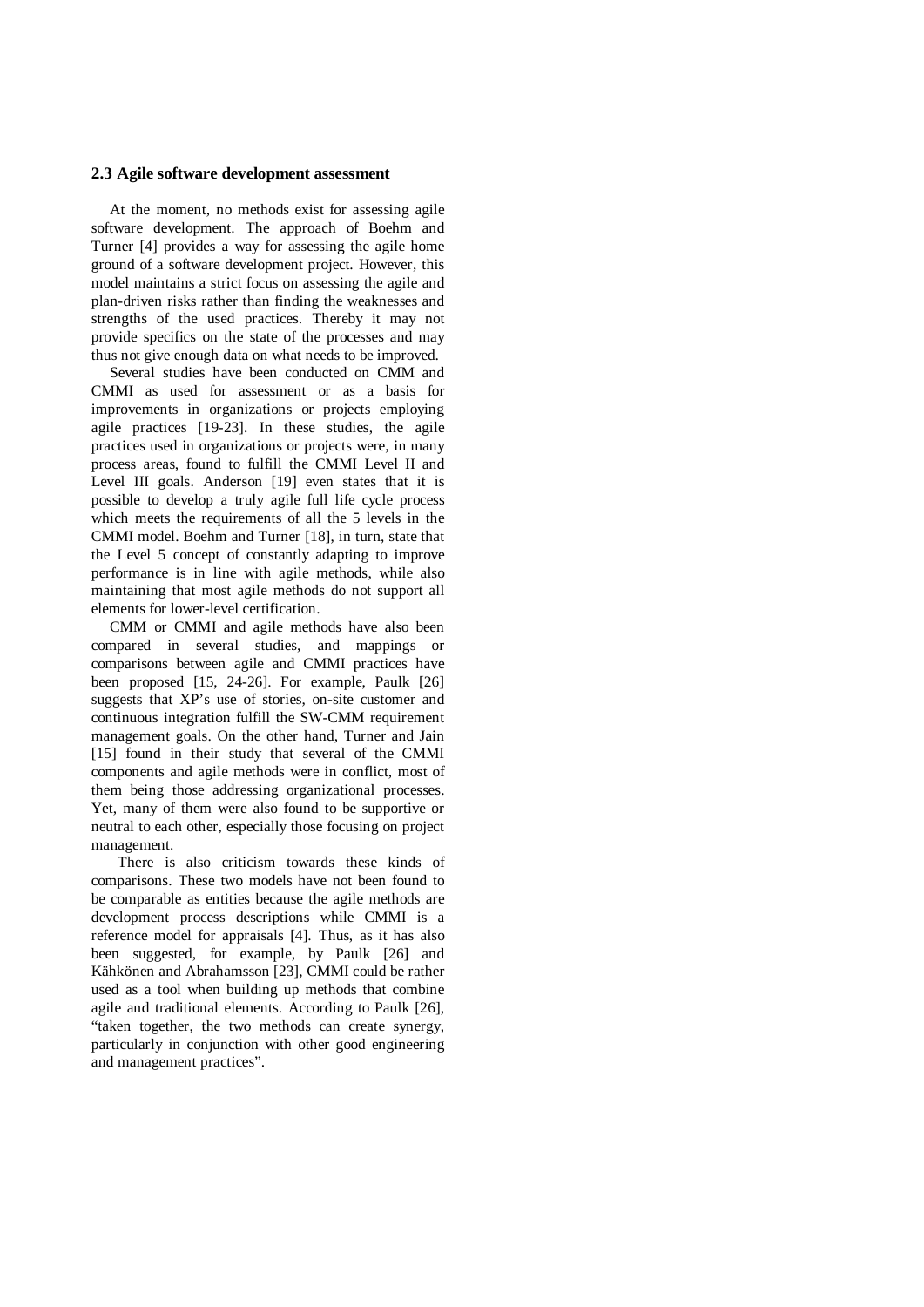### 2.3 Agile software development assessment

At the moment, no methods exist for assessing agile software development. The approach of Boehm and Turner [4] provides a way for assessing the agile home ground of a software development project. However, this model maintains a strict focus on assessing the agile and plan-driven risks rather than finding the weaknesses and strengths of the used practices. Thereby it may not provide specifics on the state of the processes and may thus not give enough data on what needs to be improved.

Several studies have been conducted on CMM and CMMI as used for assessment or as a basis for improvements in organizations or projects employing agile practices [19-23]. In these studies, the agile practices used in organizations or projects were, in many process areas, found to fulfill the CMMI Level II and Level III goals. Anderson [19] even states that it is possible to develop a truly agile full life cycle process which meets the requirements of all the 5 levels in the CMMI model. Boehm and Turner [18], in turn, state that the Level 5 concept of constantly adapting to improve performance is in line with agile methods, while also maintaining that most agile methods do not support all elements for lower-level certification.

CMM or CMMI and agile methods have also been compared in several studies, and mappings or comparisons between agile and CMMI practices have been proposed [15, 24-26]. For example, Paulk [26] suggests that XP's use of stories, on-site customer and continuous integration fulfill the SW-CMM requirement management goals. On the other hand, Turner and Jain [15] found in their study that several of the CMMI components and agile methods were in conflict, most of them being those addressing organizational processes. Yet, many of them were also found to be supportive or neutral to each other, especially those focusing on project management.

There is also criticism towards these kinds of comparisons. These two models have not been found to be comparable as entities because the agile methods are development process descriptions while CMMI is a reference model for appraisals [4]. Thus, as it has also been suggested, for example, by Paulk [26] and Kähkönen and Abrahamsson [23], CMMI could be rather used as a tool when building up methods that combine agile and traditional elements. According to Paulk [26], "taken together, the two methods can create synergy, particularly in conjunction with other good engineering and management practices".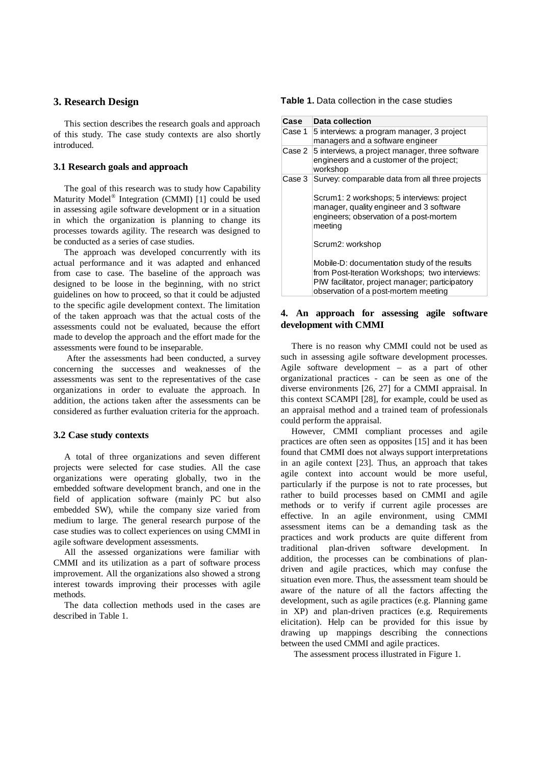## 3. Research Design

This section describes the research goals and approach of this study. The case study contexts are also shortly introduced.

### 3.1 Research goals and approach

The goal of this research was to study how Capability Maturity Model® Integration (CMMI) [1] could be used in assessing agile software development or in a situation in which the organization is planning to change its processes towards agility. The research was designed to be conducted as a series of case studies.

The approach was developed concurrently with its actual performance and it was adapted and enhanced from case to case. The baseline of the approach was designed to be loose in the beginning, with no strict guidelines on how to proceed, so that it could be adjusted to the specific agile development context. The limitation of the taken approach was that the actual costs of the assessments could not be evaluated, because the effort made to develop the approach and the effort made for the assessments were found to be inseparable.

After the assessments had been conducted, a survey concerning the successes and weaknesses of the assessments was sent to the representatives of the case organizations in order to evaluate the approach. In addition, the actions taken after the assessments can be considered as further evaluation criteria for the approach.

### 3.2 Case study contexts

A total of three organizations and seven different projects were selected for case studies. All the case organizations were operating globally, two in the embedded software development branch, and one in the field of application software (mainly PC but also embedded SW), while the company size varied from medium to large. The general research purpose of the case studies was to collect experiences on using CMMI in agile software development assessments.

All the assessed organizations were familiar with CMMI and its utilization as a part of software process improvement. All the organizations also showed a strong interest towards improving their processes with agile methods.

The data collection methods used in the cases are described in Table 1.

**Table 1.** Data collection in the case studies

| Case | Data collection |
|---|---|
| Case 1 | 5 interviews: a program manager, 3 project managers and a software engineer |
| Case 2 | 5 interviews, a project manager, three software engineers and a customer of the project; workshop |
| Case 3 | Survey: comparable data from all three projects<br><br>Scrum1: 2 workshops; 5 interviews: project manager, quality engineer and 3 software engineers; observation of a post-mortem meeting<br><br>Scrum2: workshop<br><br>Mobile-D: documentation study of the results from Post-Iteration Workshops; two interviews: PIW facilitator, project manager; participatory observation of a post-mortem meeting |

## 4. An approach for assessing agile software development with CMMI

There is no reason why CMMI could not be used as such in assessing agile software development processes. Agile software development – as a part of other organizational practices - can be seen as one of the diverse environments [26, 27] for a CMMI appraisal. In this context SCAMPI [28], for example, could be used as an appraisal method and a trained team of professionals could perform the appraisal.

However, CMMI compliant processes and agile practices are often seen as opposites [15] and it has been found that CMMI does not always support interpretations in an agile context [23]. Thus, an approach that takes agile context into account would be more useful, particularly if the purpose is not to rate processes, but rather to build processes based on CMMI and agile methods or to verify if current agile processes are effective. In an agile environment, using CMMI assessment items can be a demanding task as the practices and work products are quite different from traditional plan-driven software development. In addition, the processes can be combinations of plan-driven and agile practices, which may confuse the situation even more. Thus, the assessment team should be aware of the nature of all the factors affecting the development, such as agile practices (e.g. Planning game in XP) and plan-driven practices (e.g. Requirements elicitation). Help can be provided for this issue by drawing up mappings describing the connections between the used CMMI and agile practices.

The assessment process illustrated in Figure 1.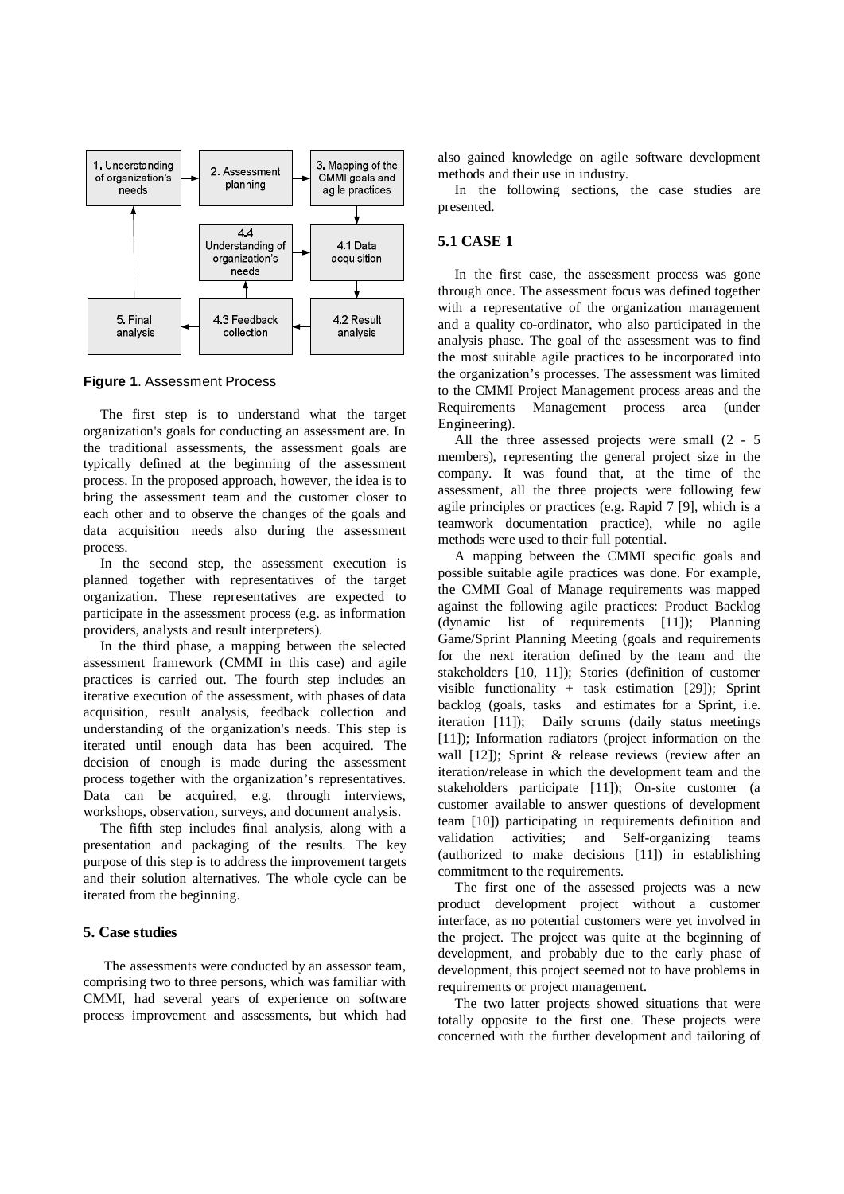1. Understanding of organization's needs → 2. Assessment planning → 3. Mapping of the CMMI goals and agile practices → 4.1 Data acquisition → 4.2 Result analysis → 4.3 Feedback collection → 4.4 Understanding of organization's needs → 4.1 Data acquisition; 4.3 Feedback collection → 5. Final analysis → 1. Understanding of organization's needs

**Figure 1**. Assessment Process

The first step is to understand what the target organization's goals for conducting an assessment are. In the traditional assessments, the assessment goals are typically defined at the beginning of the assessment process. In the proposed approach, however, the idea is to bring the assessment team and the customer closer to each other and to observe the changes of the goals and data acquisition needs also during the assessment process.

In the second step, the assessment execution is planned together with representatives of the target organization. These representatives are expected to participate in the assessment process (e.g. as information providers, analysts and result interpreters).

In the third phase, a mapping between the selected assessment framework (CMMI in this case) and agile practices is carried out. The fourth step includes an iterative execution of the assessment, with phases of data acquisition, result analysis, feedback collection and understanding of the organization's needs. This step is iterated until enough data has been acquired. The decision of enough is made during the assessment process together with the organization's representatives. Data can be acquired, e.g. through interviews, workshops, observation, surveys, and document analysis.

The fifth step includes final analysis, along with a presentation and packaging of the results. The key purpose of this step is to address the improvement targets and their solution alternatives. The whole cycle can be iterated from the beginning.

## 5. Case studies

The assessments were conducted by an assessor team, comprising two to three persons, which was familiar with CMMI, had several years of experience on software process improvement and assessments, but which had also gained knowledge on agile software development methods and their use in industry.

In the following sections, the case studies are presented.

### 5.1 CASE 1

In the first case, the assessment process was gone through once. The assessment focus was defined together with a representative of the organization management and a quality co-ordinator, who also participated in the analysis phase. The goal of the assessment was to find the most suitable agile practices to be incorporated into the organization's processes. The assessment was limited to the CMMI Project Management process areas and the Requirements Management process area (under Engineering).

All the three assessed projects were small (2 - 5 members), representing the general project size in the company. It was found that, at the time of the assessment, all the three projects were following few agile principles or practices (e.g. Rapid 7 [9], which is a teamwork documentation practice), while no agile methods were used to their full potential.

A mapping between the CMMI specific goals and possible suitable agile practices was done. For example, the CMMI Goal of Manage requirements was mapped against the following agile practices: Product Backlog (dynamic list of requirements [11]); Planning Game/Sprint Planning Meeting (goals and requirements for the next iteration defined by the team and the stakeholders [10, 11]); Stories (definition of customer visible functionality + task estimation [29]); Sprint backlog (goals, tasks and estimates for a Sprint, i.e. iteration [11]); Daily scrums (daily status meetings [11]); Information radiators (project information on the wall [12]); Sprint & release reviews (review after an iteration/release in which the development team and the stakeholders participate [11]); On-site customer (a customer available to answer questions of development team [10]) participating in requirements definition and validation activities; and Self-organizing teams (authorized to make decisions [11]) in establishing commitment to the requirements.

The first one of the assessed projects was a new product development project without a customer interface, as no potential customers were yet involved in the project. The project was quite at the beginning of development, and probably due to the early phase of development, this project seemed not to have problems in requirements or project management.

The two latter projects showed situations that were totally opposite to the first one. These projects were concerned with the further development and tailoring of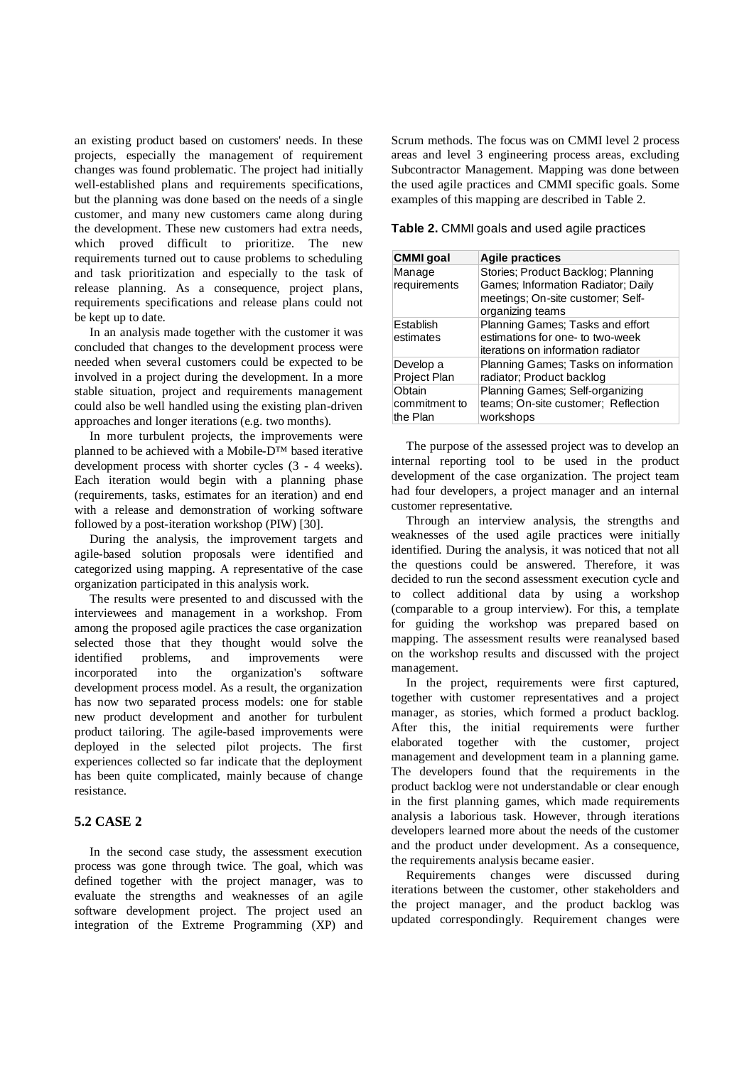an existing product based on customers' needs. In these projects, especially the management of requirement changes was found problematic. The project had initially well-established plans and requirements specifications, but the planning was done based on the needs of a single customer, and many new customers came along during the development. These new customers had extra needs, which proved difficult to prioritize. The new requirements turned out to cause problems to scheduling and task prioritization and especially to the task of release planning. As a consequence, project plans, requirements specifications and release plans could not be kept up to date.

In an analysis made together with the customer it was concluded that changes to the development process were needed when several customers could be expected to be involved in a project during the development. In a more stable situation, project and requirements management could also be well handled using the existing plan-driven approaches and longer iterations (e.g. two months).

In more turbulent projects, the improvements were planned to be achieved with a Mobile-D™ based iterative development process with shorter cycles (3 - 4 weeks). Each iteration would begin with a planning phase (requirements, tasks, estimates for an iteration) and end with a release and demonstration of working software followed by a post-iteration workshop (PIW) [30].

During the analysis, the improvement targets and agile-based solution proposals were identified and categorized using mapping. A representative of the case organization participated in this analysis work.

The results were presented to and discussed with the interviewees and management in a workshop. From among the proposed agile practices the case organization selected those that they thought would solve the identified problems, and improvements were incorporated into the organization's software development process model. As a result, the organization has now two separated process models: one for stable new product development and another for turbulent product tailoring. The agile-based improvements were deployed in the selected pilot projects. The first experiences collected so far indicate that the deployment has been quite complicated, mainly because of change resistance.

### 5.2 CASE 2

In the second case study, the assessment execution process was gone through twice. The goal, which was defined together with the project manager, was to evaluate the strengths and weaknesses of an agile software development project. The project used an integration of the Extreme Programming (XP) and Scrum methods. The focus was on CMMI level 2 process areas and level 3 engineering process areas, excluding Subcontractor Management. Mapping was done between the used agile practices and CMMI specific goals. Some examples of this mapping are described in Table 2.

**Table 2.** CMMI goals and used agile practices

| CMMI goal | Agile practices |
|---|---|
| Manage requirements | Stories; Product Backlog; Planning Games; Information Radiator; Daily meetings; On-site customer; Self-organizing teams |
| Establish estimates | Planning Games; Tasks and effort estimations for one- to two-week iterations on information radiator |
| Develop a Project Plan | Planning Games; Tasks on information radiator; Product backlog |
| Obtain commitment to the Plan | Planning Games; Self-organizing teams; On-site customer; Reflection workshops |

The purpose of the assessed project was to develop an internal reporting tool to be used in the product development of the case organization. The project team had four developers, a project manager and an internal customer representative.

Through an interview analysis, the strengths and weaknesses of the used agile practices were initially identified. During the analysis, it was noticed that not all the questions could be answered. Therefore, it was decided to run the second assessment execution cycle and to collect additional data by using a workshop (comparable to a group interview). For this, a template for guiding the workshop was prepared based on mapping. The assessment results were reanalysed based on the workshop results and discussed with the project management.

In the project, requirements were first captured, together with customer representatives and a project manager, as stories, which formed a product backlog. After this, the initial requirements were further elaborated together with the customer, project management and development team in a planning game. The developers found that the requirements in the product backlog were not understandable or clear enough in the first planning games, which made requirements analysis a laborious task. However, through iterations developers learned more about the needs of the customer and the product under development. As a consequence, the requirements analysis became easier.

Requirements changes were discussed during iterations between the customer, other stakeholders and the project manager, and the product backlog was updated correspondingly. Requirement changes were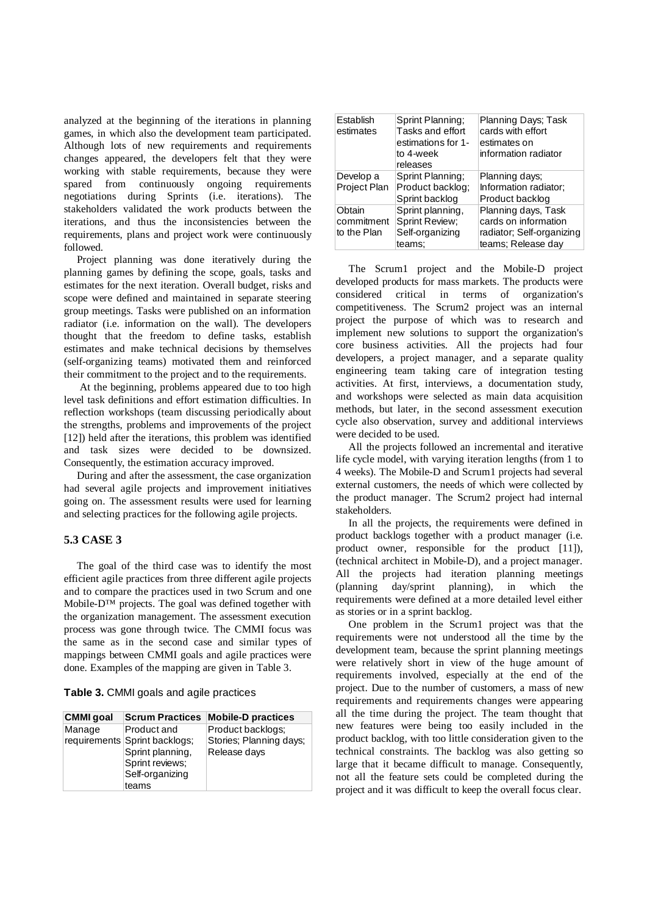analyzed at the beginning of the iterations in planning games, in which also the development team participated. Although lots of new requirements and requirements changes appeared, the developers felt that they were working with stable requirements, because they were spared from continuously ongoing requirements negotiations during Sprints (i.e. iterations). The stakeholders validated the work products between the iterations, and thus the inconsistencies between the requirements, plans and project work were continuously followed.

Project planning was done iteratively during the planning games by defining the scope, goals, tasks and estimates for the next iteration. Overall budget, risks and scope were defined and maintained in separate steering group meetings. Tasks were published on an information radiator (i.e. information on the wall). The developers thought that the freedom to define tasks, establish estimates and make technical decisions by themselves (self-organizing teams) motivated them and reinforced their commitment to the project and to the requirements.

At the beginning, problems appeared due to too high level task definitions and effort estimation difficulties. In reflection workshops (team discussing periodically about the strengths, problems and improvements of the project [12]) held after the iterations, this problem was identified and task sizes were decided to be downsized. Consequently, the estimation accuracy improved.

During and after the assessment, the case organization had several agile projects and improvement initiatives going on. The assessment results were used for learning and selecting practices for the following agile projects.

### 5.3 CASE 3

The goal of the third case was to identify the most efficient agile practices from three different agile projects and to compare the practices used in two Scrum and one Mobile-D™ projects. The goal was defined together with the organization management. The assessment execution process was gone through twice. The CMMI focus was the same as in the second case and similar types of mappings between CMMI goals and agile practices were done. Examples of the mapping are given in Table 3.

**Table 3.** CMMI goals and agile practices

| CMMI goal | Scrum Practices | Mobile-D practices |
|---|---|---|
| Manage requirements | Product and Sprint backlogs; Sprint planning, Sprint reviews; Self-organizing teams | Product backlogs; Stories; Planning days; Release days |
| Establish estimates | Sprint Planning; Tasks and effort estimations for 1- to 4-week releases | Planning Days; Task cards with effort estimates on information radiator |
| Develop a Project Plan | Sprint Planning; Product backlog; Sprint backlog | Planning days; Information radiator; Product backlog |
| Obtain commitment to the Plan | Sprint planning, Sprint Review; Self-organizing teams; | Planning days, Task cards on information radiator; Self-organizing teams; Release day |

The Scrum1 project and the Mobile-D project developed products for mass markets. The products were considered critical in terms of organization's competitiveness. The Scrum2 project was an internal project the purpose of which was to research and implement new solutions to support the organization's core business activities. All the projects had four developers, a project manager, and a separate quality engineering team taking care of integration testing activities. At first, interviews, a documentation study, and workshops were selected as main data acquisition methods, but later, in the second assessment execution cycle also observation, survey and additional interviews were decided to be used.

All the projects followed an incremental and iterative life cycle model, with varying iteration lengths (from 1 to 4 weeks). The Mobile-D and Scrum1 projects had several external customers, the needs of which were collected by the product manager. The Scrum2 project had internal stakeholders.

In all the projects, the requirements were defined in product backlogs together with a product manager (i.e. product owner, responsible for the product [11]), (technical architect in Mobile-D), and a project manager. All the projects had iteration planning meetings (planning day/sprint planning), in which the requirements were defined at a more detailed level either as stories or in a sprint backlog.

One problem in the Scrum1 project was that the requirements were not understood all the time by the development team, because the sprint planning meetings were relatively short in view of the huge amount of requirements involved, especially at the end of the project. Due to the number of customers, a mass of new requirements and requirements changes were appearing all the time during the project. The team thought that new features were being too easily included in the product backlog, with too little consideration given to the technical constraints. The backlog was also getting so large that it became difficult to manage. Consequently, not all the feature sets could be completed during the project and it was difficult to keep the overall focus clear.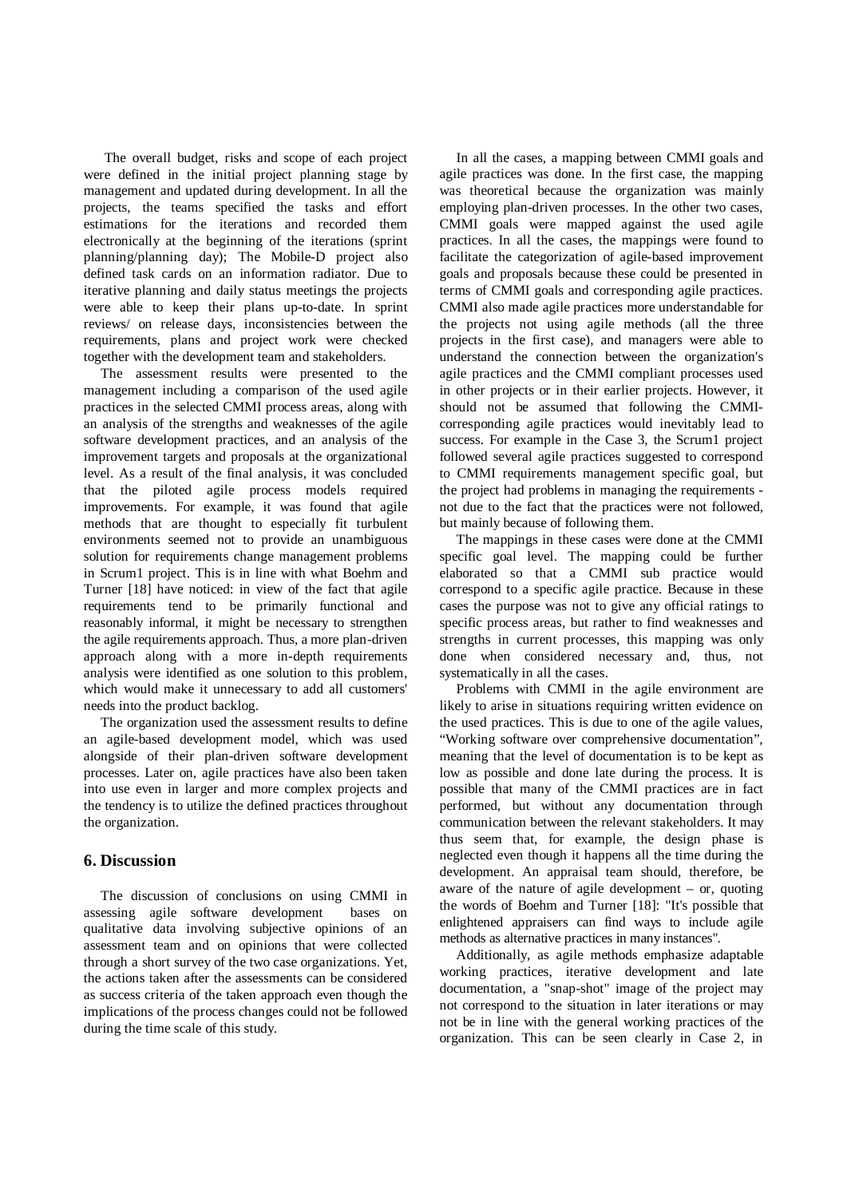The overall budget, risks and scope of each project were defined in the initial project planning stage by management and updated during development. In all the projects, the teams specified the tasks and effort estimations for the iterations and recorded them electronically at the beginning of the iterations (sprint planning/planning day); The Mobile-D project also defined task cards on an information radiator. Due to iterative planning and daily status meetings the projects were able to keep their plans up-to-date. In sprint reviews/ on release days, inconsistencies between the requirements, plans and project work were checked together with the development team and stakeholders.

The assessment results were presented to the management including a comparison of the used agile practices in the selected CMMI process areas, along with an analysis of the strengths and weaknesses of the agile software development practices, and an analysis of the improvement targets and proposals at the organizational level. As a result of the final analysis, it was concluded that the piloted agile process models required improvements. For example, it was found that agile methods that are thought to especially fit turbulent environments seemed not to provide an unambiguous solution for requirements change management problems in Scrum1 project. This is in line with what Boehm and Turner [18] have noticed: in view of the fact that agile requirements tend to be primarily functional and reasonably informal, it might be necessary to strengthen the agile requirements approach. Thus, a more plan-driven approach along with a more in-depth requirements analysis were identified as one solution to this problem, which would make it unnecessary to add all customers' needs into the product backlog.

The organization used the assessment results to define an agile-based development model, which was used alongside of their plan-driven software development processes. Later on, agile practices have also been taken into use even in larger and more complex projects and the tendency is to utilize the defined practices throughout the organization.

## 6. Discussion

The discussion of conclusions on using CMMI in assessing agile software development bases on qualitative data involving subjective opinions of an assessment team and on opinions that were collected through a short survey of the two case organizations. Yet, the actions taken after the assessments can be considered as success criteria of the taken approach even though the implications of the process changes could not be followed during the time scale of this study.

In all the cases, a mapping between CMMI goals and agile practices was done. In the first case, the mapping was theoretical because the organization was mainly employing plan-driven processes. In the other two cases, CMMI goals were mapped against the used agile practices. In all the cases, the mappings were found to facilitate the categorization of agile-based improvement goals and proposals because these could be presented in terms of CMMI goals and corresponding agile practices. CMMI also made agile practices more understandable for the projects not using agile methods (all the three projects in the first case), and managers were able to understand the connection between the organization's agile practices and the CMMI compliant processes used in other projects or in their earlier projects. However, it should not be assumed that following the CMMI-corresponding agile practices would inevitably lead to success. For example in the Case 3, the Scrum1 project followed several agile practices suggested to correspond to CMMI requirements management specific goal, but the project had problems in managing the requirements - not due to the fact that the practices were not followed, but mainly because of following them.

The mappings in these cases were done at the CMMI specific goal level. The mapping could be further elaborated so that a CMMI sub practice would correspond to a specific agile practice. Because in these cases the purpose was not to give any official ratings to specific process areas, but rather to find weaknesses and strengths in current processes, this mapping was only done when considered necessary and, thus, not systematically in all the cases.

Problems with CMMI in the agile environment are likely to arise in situations requiring written evidence on the used practices. This is due to one of the agile values, "Working software over comprehensive documentation", meaning that the level of documentation is to be kept as low as possible and done late during the process. It is possible that many of the CMMI practices are in fact performed, but without any documentation through communication between the relevant stakeholders. It may thus seem that, for example, the design phase is neglected even though it happens all the time during the development. An appraisal team should, therefore, be aware of the nature of agile development – or, quoting the words of Boehm and Turner [18]: "It's possible that enlightened appraisers can find ways to include agile methods as alternative practices in many instances".

Additionally, as agile methods emphasize adaptable working practices, iterative development and late documentation, a "snap-shot" image of the project may not correspond to the situation in later iterations or may not be in line with the general working practices of the organization. This can be seen clearly in Case 2, in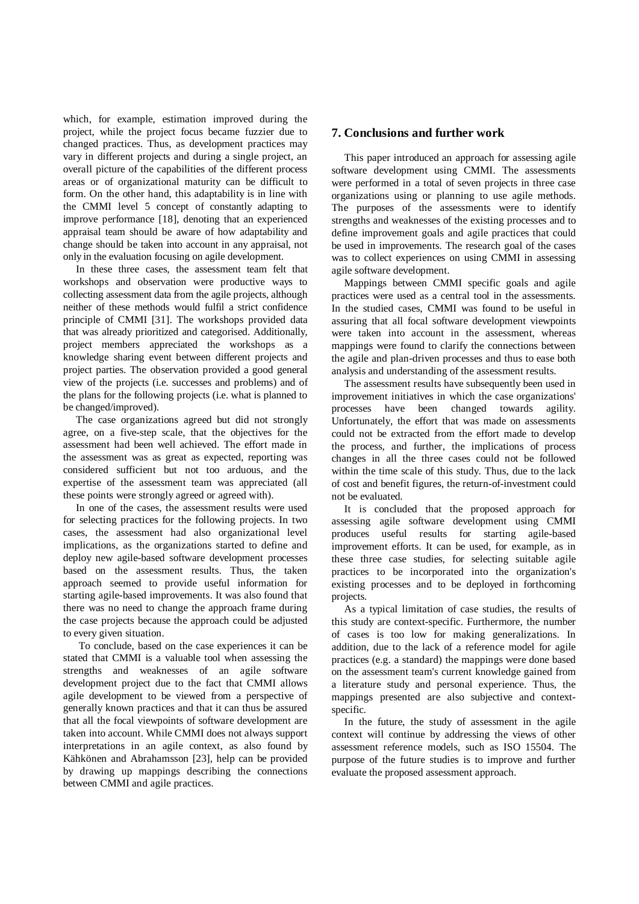which, for example, estimation improved during the project, while the project focus became fuzzier due to changed practices. Thus, as development practices may vary in different projects and during a single project, an overall picture of the capabilities of the different process areas or of organizational maturity can be difficult to form. On the other hand, this adaptability is in line with the CMMI level 5 concept of constantly adapting to improve performance [18], denoting that an experienced appraisal team should be aware of how adaptability and change should be taken into account in any appraisal, not only in the evaluation focusing on agile development.

In these three cases, the assessment team felt that workshops and observation were productive ways to collecting assessment data from the agile projects, although neither of these methods would fulfil a strict confidence principle of CMMI [31]. The workshops provided data that was already prioritized and categorised. Additionally, project members appreciated the workshops as a knowledge sharing event between different projects and project parties. The observation provided a good general view of the projects (i.e. successes and problems) and of the plans for the following projects (i.e. what is planned to be changed/improved).

The case organizations agreed but did not strongly agree, on a five-step scale, that the objectives for the assessment had been well achieved. The effort made in the assessment was as great as expected, reporting was considered sufficient but not too arduous, and the expertise of the assessment team was appreciated (all these points were strongly agreed or agreed with).

In one of the cases, the assessment results were used for selecting practices for the following projects. In two cases, the assessment had also organizational level implications, as the organizations started to define and deploy new agile-based software development processes based on the assessment results. Thus, the taken approach seemed to provide useful information for starting agile-based improvements. It was also found that there was no need to change the approach frame during the case projects because the approach could be adjusted to every given situation.

To conclude, based on the case experiences it can be stated that CMMI is a valuable tool when assessing the strengths and weaknesses of an agile software development project due to the fact that CMMI allows agile development to be viewed from a perspective of generally known practices and that it can thus be assured that all the focal viewpoints of software development are taken into account. While CMMI does not always support interpretations in an agile context, as also found by Kähkönen and Abrahamsson [23], help can be provided by drawing up mappings describing the connections between CMMI and agile practices.

## 7. Conclusions and further work

This paper introduced an approach for assessing agile software development using CMMI. The assessments were performed in a total of seven projects in three case organizations using or planning to use agile methods. The purposes of the assessments were to identify strengths and weaknesses of the existing processes and to define improvement goals and agile practices that could be used in improvements. The research goal of the cases was to collect experiences on using CMMI in assessing agile software development.

Mappings between CMMI specific goals and agile practices were used as a central tool in the assessments. In the studied cases, CMMI was found to be useful in assuring that all focal software development viewpoints were taken into account in the assessment, whereas mappings were found to clarify the connections between the agile and plan-driven processes and thus to ease both analysis and understanding of the assessment results.

The assessment results have subsequently been used in improvement initiatives in which the case organizations' processes have been changed towards agility. Unfortunately, the effort that was made on assessments could not be extracted from the effort made to develop the process, and further, the implications of process changes in all the three cases could not be followed within the time scale of this study. Thus, due to the lack of cost and benefit figures, the return-of-investment could not be evaluated.

It is concluded that the proposed approach for assessing agile software development using CMMI produces useful results for starting agile-based improvement efforts. It can be used, for example, as in these three case studies, for selecting suitable agile practices to be incorporated into the organization's existing processes and to be deployed in forthcoming projects.

As a typical limitation of case studies, the results of this study are context-specific. Furthermore, the number of cases is too low for making generalizations. In addition, due to the lack of a reference model for agile practices (e.g. a standard) the mappings were done based on the assessment team's current knowledge gained from a literature study and personal experience. Thus, the mappings presented are also subjective and context-specific.

In the future, the study of assessment in the agile context will continue by addressing the views of other assessment reference models, such as ISO 15504. The purpose of the future studies is to improve and further evaluate the proposed assessment approach.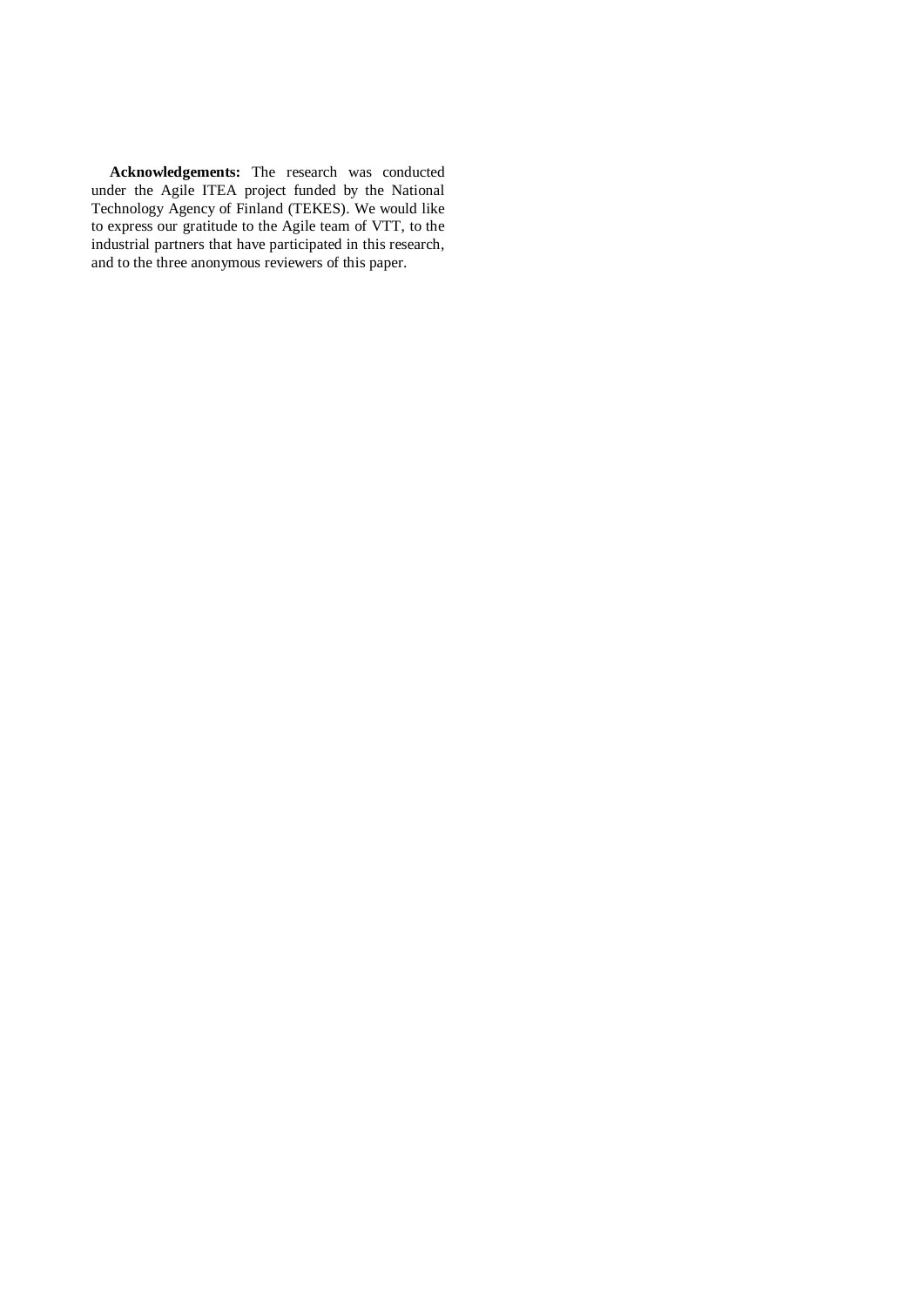**Acknowledgements:** The research was conducted under the Agile ITEA project funded by the National Technology Agency of Finland (TEKES). We would like to express our gratitude to the Agile team of VTT, to the industrial partners that have participated in this research, and to the three anonymous reviewers of this paper.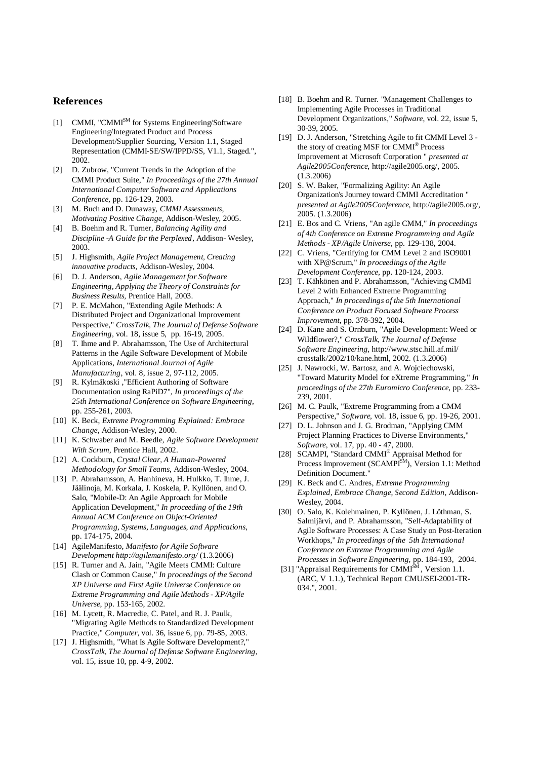## References

[1] CMMI, "CMMI[SM] for Systems Engineering/Software Engineering/Integrated Product and Process Development/Supplier Sourcing, Version 1.1, Staged Representation (CMMI-SE/SW/IPPD/SS, V1.1, Staged.", 2002.

[2] D. Zubrow, "Current Trends in the Adoption of the CMMI Product Suite," *In Proceedings of the 27th Annual International Computer Software and Applications Conference*, pp. 126-129, 2003.

[3] M. Buch and D. Dunaway, *CMMI Assessments, Motivating Positive Change*, Addison-Wesley, 2005.

[4] B. Boehm and R. Turner, *Balancing Agility and Discipline -A Guide for the Perplexed*, Addison- Wesley, 2003.

[5] J. Highsmith, *Agile Project Management, Creating innovative products*, Addison-Wesley, 2004.

[6] D. J. Anderson, *Agile Management for Software Engineering, Applying the Theory of Constraints for Business Results*, Prentice Hall, 2003.

[7] P. E. McMahon, "Extending Agile Methods: A Distributed Project and Organizational Improvement Perspective," *CrossTalk, The Journal of Defense Software Engineering*, vol. 18, issue 5, pp. 16-19, 2005.

[8] T. Ihme and P. Abrahamsson, The Use of Architectural Patterns in the Agile Software Development of Mobile Applications, *International Journal of Agile Manufacturing*, vol. 8, issue 2, 97-112, 2005.

[9] R. Kylmäkoski ,"Efficient Authoring of Software Documentation using RaPiD7", *In proceedings of the 25th International Conference on Software Engineering*, pp. 255-261, 2003.

[10] K. Beck, *Extreme Programming Explained: Embrace Change*, Addison-Wesley, 2000.

[11] K. Schwaber and M. Beedle, *Agile Software Development With Scrum*, Prentice Hall, 2002.

[12] A. Cockburn, *Crystal Clear, A Human-Powered Methodology for Small Teams*, Addison-Wesley, 2004.

[13] P. Abrahamsson, A. Hanhineva, H. Hulkko, T. Ihme, J. Jäälinoja, M. Korkala, J. Koskela, P. Kyllönen, and O. Salo, "Mobile-D: An Agile Approach for Mobile Application Development," *In proceeding of the 19th Annual ACM Conference on Object-Oriented Programming, Systems, Languages, and Applications*, pp. 174-175, 2004.

[14] AgileManifesto, *Manifesto for Agile Software Development http://agilemanifesto.org/* (1.3.2006)

[15] R. Turner and A. Jain, "Agile Meets CMMI: Culture Clash or Common Cause," *In proceedings of the Second XP Universe and First Agile Universe Conference on Extreme Programming and Agile Methods - XP/Agile Universe*, pp. 153-165, 2002.

[16] M. Lycett, R. Macredie, C. Patel, and R. J. Paulk, "Migrating Agile Methods to Standardized Development Practice," *Computer*, vol. 36, issue 6, pp. 79-85, 2003.

[17] J. Highsmith, "What Is Agile Software Development?," *CrossTalk, The Journal of Defense Software Engineering*, vol. 15, issue 10, pp. 4-9, 2002.

[18] B. Boehm and R. Turner. "Management Challenges to Implementing Agile Processes in Traditional Development Organizations," *Software*, vol. 22, issue 5, 30-39, 2005.

[19] D. J. Anderson, "Stretching Agile to fit CMMI Level 3 - the story of creating MSF for CMMI® Process Improvement at Microsoft Corporation " *presented at Agile2005Conference*, http://agile2005.org/, 2005. (1.3.2006)

[20] S. W. Baker, "Formalizing Agility: An Agile Organization's Journey toward CMMI Accreditation " *presented at Agile2005Conference*, http://agile2005.org/, 2005. (1.3.2006)

[21] E. Bos and C. Vriens, "An agile CMM," *In proceedings of 4th Conference on Extreme Programming and Agile Methods - XP/Agile Universe*, pp. 129-138, 2004.

[22] C. Vriens, "Certifying for CMM Level 2 and ISO9001 with XP@Scrum," *In proceedings of the Agile Development Conference*, pp. 120-124, 2003.

[23] T. Kähkönen and P. Abrahamsson, "Achieving CMMI Level 2 with Enhanced Extreme Programming Approach," *In proceedings of the 5th International Conference on Product Focused Software Process Improvement*, pp. 378-392, 2004.

[24] D. Kane and S. Ornburn, "Agile Development: Weed or Wildflower?," *CrossTalk, The Journal of Defense Software Engineering*, http://www.stsc.hill.af.mil/crosstalk/2002/10/kane.html, 2002. (1.3.2006)

[25] J. Nawrocki, W. Bartosz, and A. Wojciechowski, "Toward Maturity Model for eXtreme Programming," *In proceedings of the 27th Euromicro Conference*, pp. 233-239, 2001.

[26] M. C. Paulk, "Extreme Programming from a CMM Perspective," *Software*, vol. 18, issue 6, pp. 19-26, 2001.

[27] D. L. Johnson and J. G. Brodman, "Applying CMM Project Planning Practices to Diverse Environments," *Software*, vol. 17, pp. 40 - 47, 2000.

[28] SCAMPI, "Standard CMMI® Appraisal Method for Process Improvement (SCAMPI[SM]), Version 1.1: Method Definition Document."

[29] K. Beck and C. Andres, *Extreme Programming Explained, Embrace Change, Second Edition*, Addison-Wesley, 2004.

[30] O. Salo, K. Kolehmainen, P. Kyllönen, J. Löthman, S. Salmijärvi, and P. Abrahamsson, "Self-Adaptability of Agile Software Processes: A Case Study on Post-Iteration Workhops," *In proceedings of the 5th International Conference on Extreme Programming and Agile Processes in Software Engineering*, pp. 184-193, 2004.

[31] "Appraisal Requirements for CMMI[SM], Version 1.1. (ARC, V 1.1.), Technical Report CMU/SEI-2001-TR-034.", 2001.